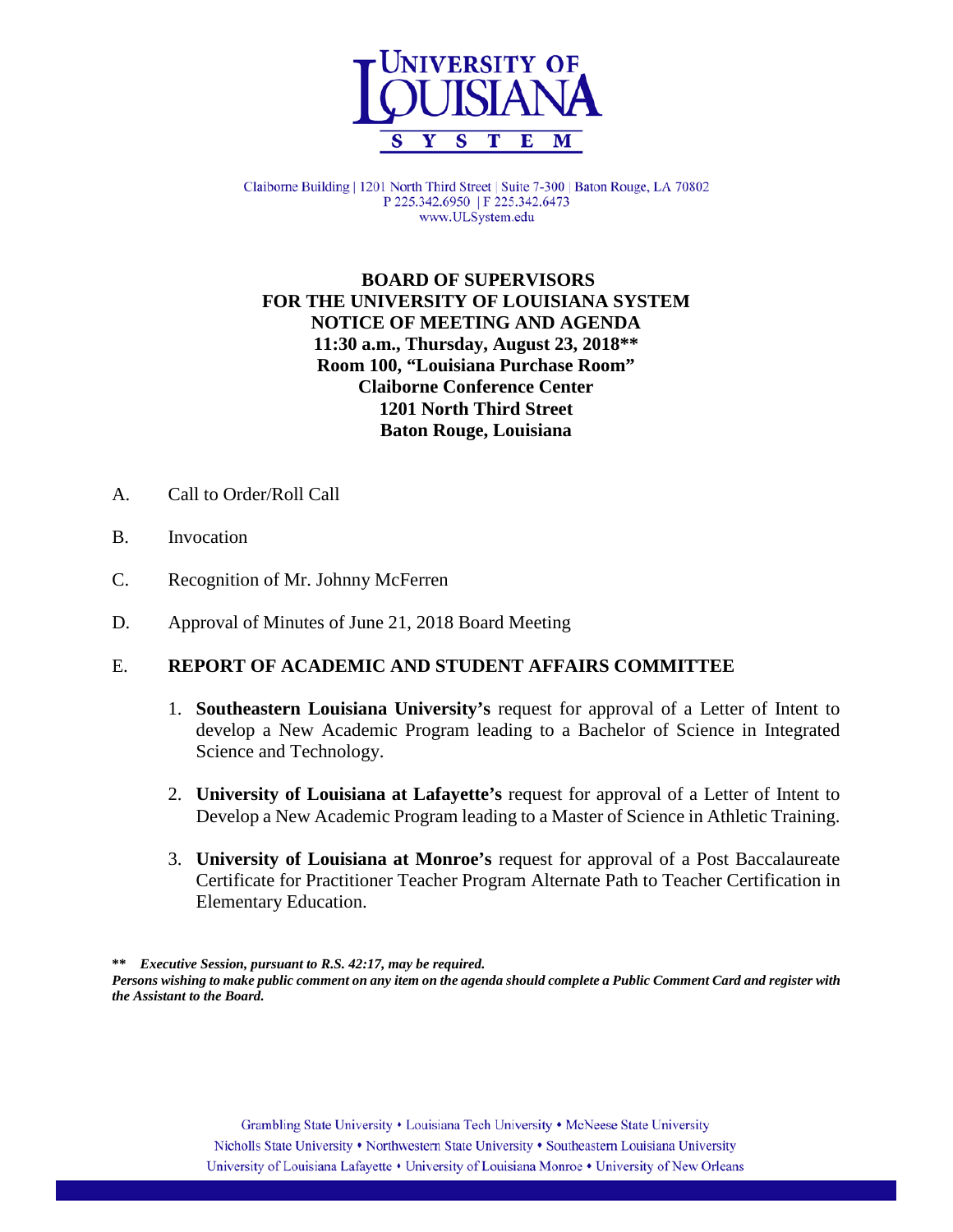UNIVERSITY OF LOUISIANA SYSTEM

Claiborne Building | 1201 North Third Street | Suite 7-300 | Baton Rouge, LA 70802
P 225.342.6950 | F 225.342.6473
www.ULSystem.edu

**BOARD OF SUPERVISORS**
**FOR THE UNIVERSITY OF LOUISIANA SYSTEM**
**NOTICE OF MEETING AND AGENDA**
**11:30 a.m., Thursday, August 23, 2018****
**Room 100, "Louisiana Purchase Room"**
**Claiborne Conference Center**
**1201 North Third Street**
**Baton Rouge, Louisiana**

A. Call to Order/Roll Call

B. Invocation

C. Recognition of Mr. Johnny McFerren

D. Approval of Minutes of June 21, 2018 Board Meeting

E. **REPORT OF ACADEMIC AND STUDENT AFFAIRS COMMITTEE**

1. **Southeastern Louisiana University's** request for approval of a Letter of Intent to develop a New Academic Program leading to a Bachelor of Science in Integrated Science and Technology.

2. **University of Louisiana at Lafayette's** request for approval of a Letter of Intent to Develop a New Academic Program leading to a Master of Science in Athletic Training.

3. **University of Louisiana at Monroe's** request for approval of a Post Baccalaureate Certificate for Practitioner Teacher Program Alternate Path to Teacher Certification in Elementary Education.

**** *Executive Session, pursuant to R.S. 42:17, may be required.***
***Persons wishing to make public comment on any item on the agenda should complete a Public Comment Card and register with the Assistant to the Board.***

Grambling State University • Louisiana Tech University • McNeese State University
Nicholls State University • Northwestern State University • Southeastern Louisiana University
University of Louisiana Lafayette • University of Louisiana Monroe • University of New Orleans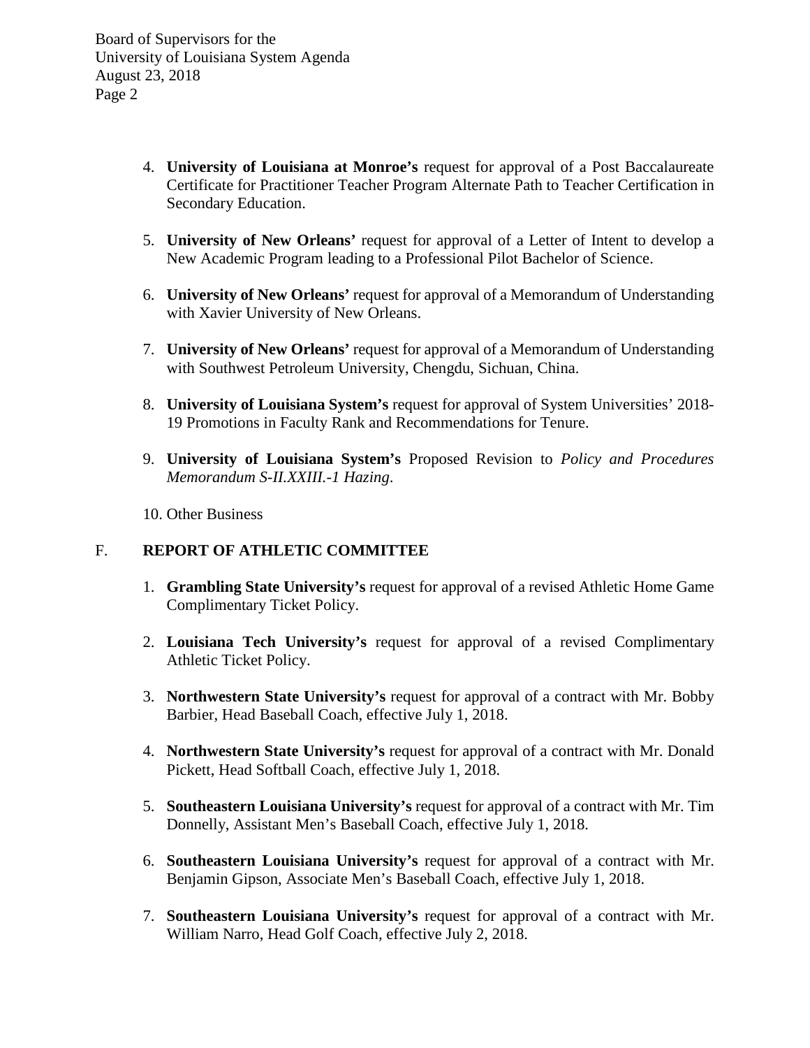4. **University of Louisiana at Monroe's** request for approval of a Post Baccalaureate Certificate for Practitioner Teacher Program Alternate Path to Teacher Certification in Secondary Education.

5. **University of New Orleans'** request for approval of a Letter of Intent to develop a New Academic Program leading to a Professional Pilot Bachelor of Science.

6. **University of New Orleans'** request for approval of a Memorandum of Understanding with Xavier University of New Orleans.

7. **University of New Orleans'** request for approval of a Memorandum of Understanding with Southwest Petroleum University, Chengdu, Sichuan, China.

8. **University of Louisiana System's** request for approval of System Universities' 2018-19 Promotions in Faculty Rank and Recommendations for Tenure.

9. **University of Louisiana System's** Proposed Revision to *Policy and Procedures Memorandum S-II.XXIII.-1 Hazing*.

10. Other Business

F. **REPORT OF ATHLETIC COMMITTEE**

1. **Grambling State University's** request for approval of a revised Athletic Home Game Complimentary Ticket Policy.

2. **Louisiana Tech University's** request for approval of a revised Complimentary Athletic Ticket Policy.

3. **Northwestern State University's** request for approval of a contract with Mr. Bobby Barbier, Head Baseball Coach, effective July 1, 2018.

4. **Northwestern State University's** request for approval of a contract with Mr. Donald Pickett, Head Softball Coach, effective July 1, 2018.

5. **Southeastern Louisiana University's** request for approval of a contract with Mr. Tim Donnelly, Assistant Men's Baseball Coach, effective July 1, 2018.

6. **Southeastern Louisiana University's** request for approval of a contract with Mr. Benjamin Gipson, Associate Men's Baseball Coach, effective July 1, 2018.

7. **Southeastern Louisiana University's** request for approval of a contract with Mr. William Narro, Head Golf Coach, effective July 2, 2018.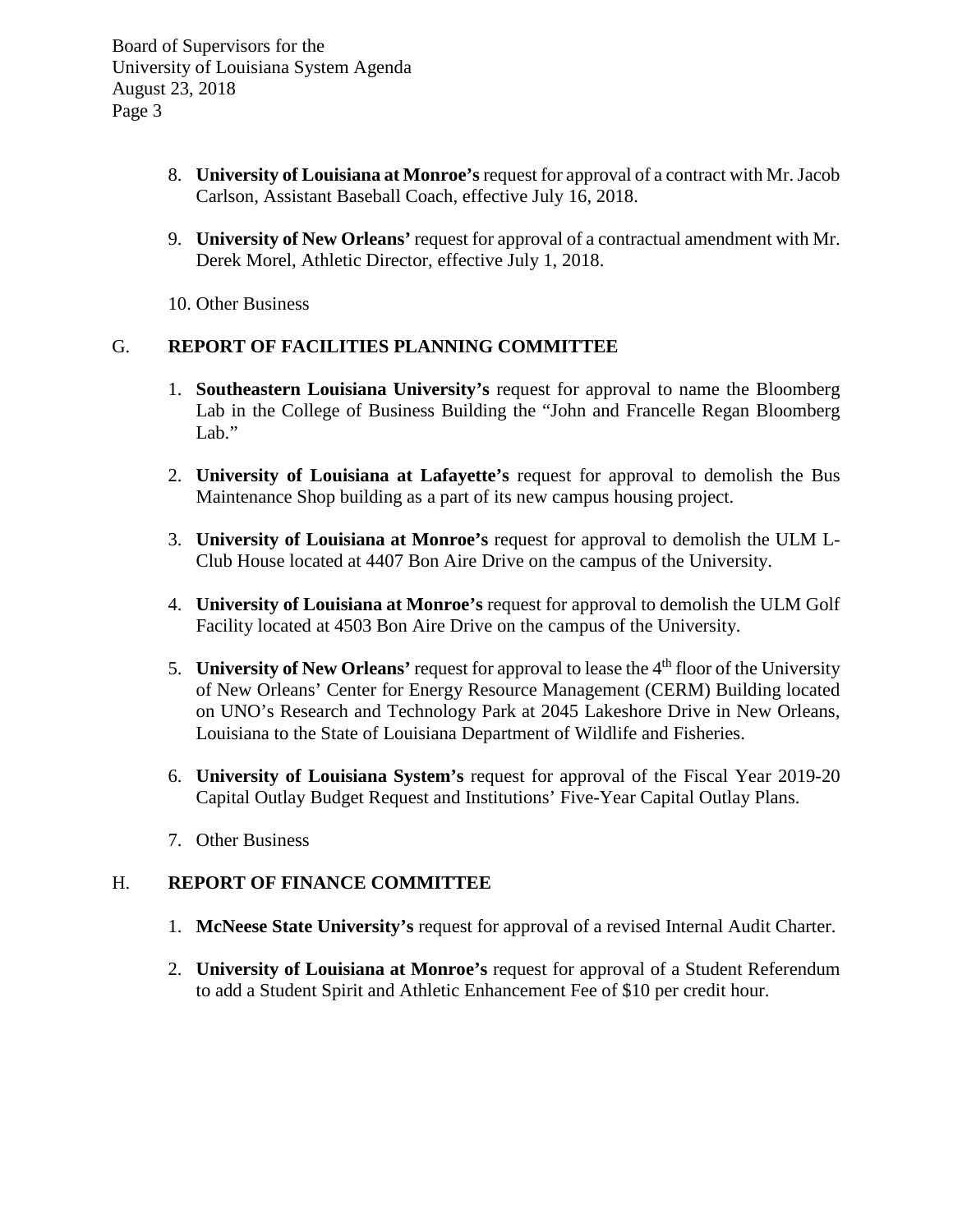8. **University of Louisiana at Monroe's** request for approval of a contract with Mr. Jacob Carlson, Assistant Baseball Coach, effective July 16, 2018.

9. **University of New Orleans'** request for approval of a contractual amendment with Mr. Derek Morel, Athletic Director, effective July 1, 2018.

10. Other Business

## G. REPORT OF FACILITIES PLANNING COMMITTEE

1. **Southeastern Louisiana University's** request for approval to name the Bloomberg Lab in the College of Business Building the "John and Francelle Regan Bloomberg Lab."

2. **University of Louisiana at Lafayette's** request for approval to demolish the Bus Maintenance Shop building as a part of its new campus housing project.

3. **University of Louisiana at Monroe's** request for approval to demolish the ULM L-Club House located at 4407 Bon Aire Drive on the campus of the University.

4. **University of Louisiana at Monroe's** request for approval to demolish the ULM Golf Facility located at 4503 Bon Aire Drive on the campus of the University.

5. **University of New Orleans'** request for approval to lease the 4th floor of the University of New Orleans' Center for Energy Resource Management (CERM) Building located on UNO's Research and Technology Park at 2045 Lakeshore Drive in New Orleans, Louisiana to the State of Louisiana Department of Wildlife and Fisheries.

6. **University of Louisiana System's** request for approval of the Fiscal Year 2019-20 Capital Outlay Budget Request and Institutions' Five-Year Capital Outlay Plans.

7. Other Business

## H. REPORT OF FINANCE COMMITTEE

1. **McNeese State University's** request for approval of a revised Internal Audit Charter.

2. **University of Louisiana at Monroe's** request for approval of a Student Referendum to add a Student Spirit and Athletic Enhancement Fee of $10 per credit hour.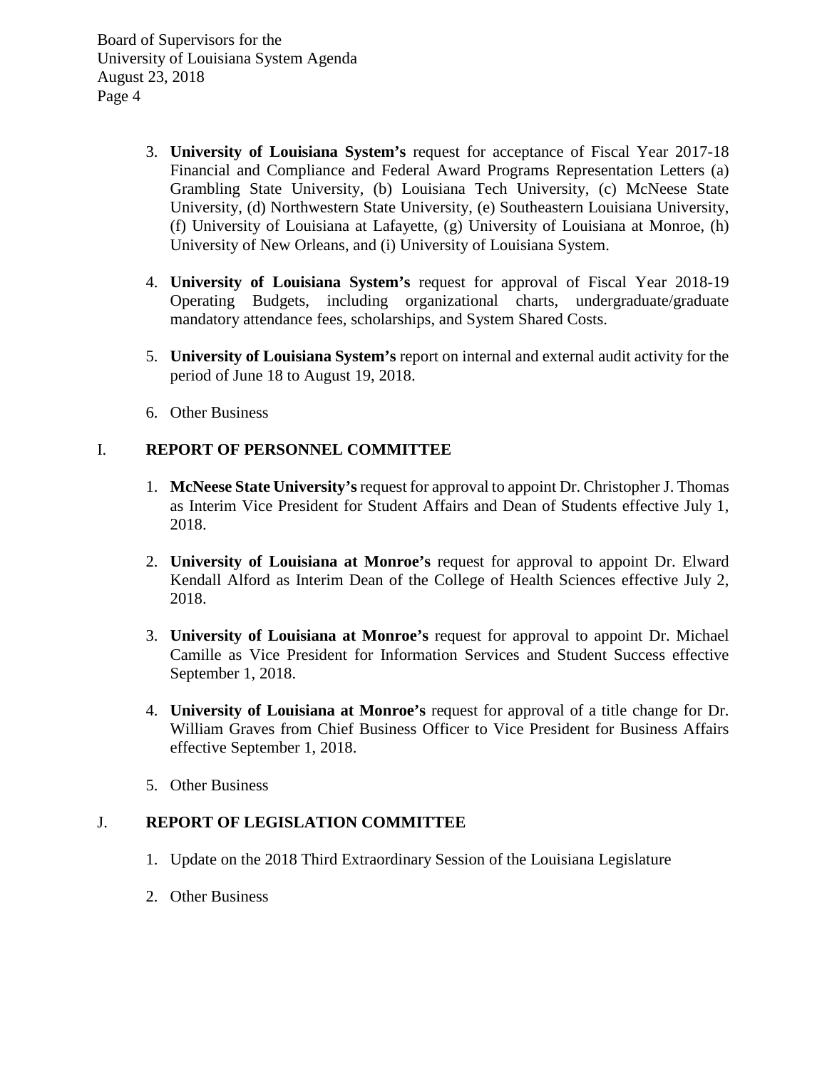3. **University of Louisiana System's** request for acceptance of Fiscal Year 2017-18 Financial and Compliance and Federal Award Programs Representation Letters (a) Grambling State University, (b) Louisiana Tech University, (c) McNeese State University, (d) Northwestern State University, (e) Southeastern Louisiana University, (f) University of Louisiana at Lafayette, (g) University of Louisiana at Monroe, (h) University of New Orleans, and (i) University of Louisiana System.

4. **University of Louisiana System's** request for approval of Fiscal Year 2018-19 Operating Budgets, including organizational charts, undergraduate/graduate mandatory attendance fees, scholarships, and System Shared Costs.

5. **University of Louisiana System's** report on internal and external audit activity for the period of June 18 to August 19, 2018.

6. Other Business

## I. REPORT OF PERSONNEL COMMITTEE

1. **McNeese State University's** request for approval to appoint Dr. Christopher J. Thomas as Interim Vice President for Student Affairs and Dean of Students effective July 1, 2018.

2. **University of Louisiana at Monroe's** request for approval to appoint Dr. Elward Kendall Alford as Interim Dean of the College of Health Sciences effective July 2, 2018.

3. **University of Louisiana at Monroe's** request for approval to appoint Dr. Michael Camille as Vice President for Information Services and Student Success effective September 1, 2018.

4. **University of Louisiana at Monroe's** request for approval of a title change for Dr. William Graves from Chief Business Officer to Vice President for Business Affairs effective September 1, 2018.

5. Other Business

## J. REPORT OF LEGISLATION COMMITTEE

1. Update on the 2018 Third Extraordinary Session of the Louisiana Legislature

2. Other Business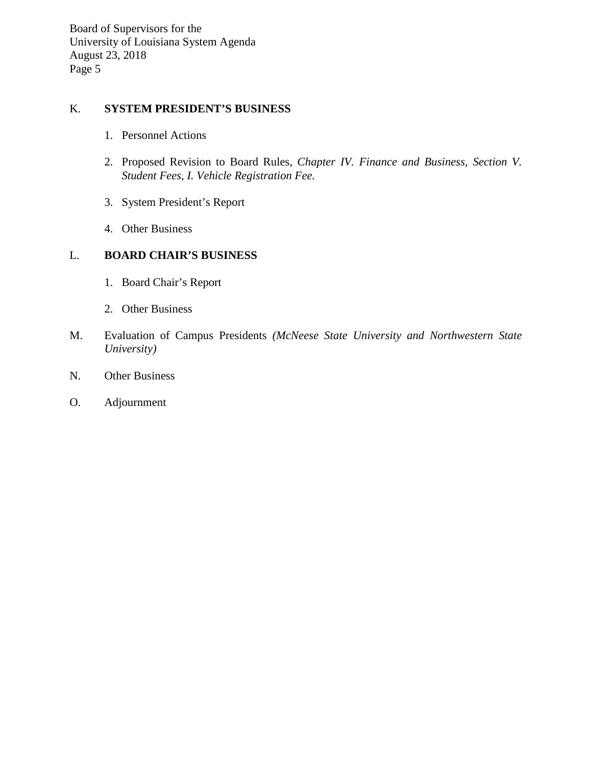K. **SYSTEM PRESIDENT'S BUSINESS**

1. Personnel Actions

2. Proposed Revision to Board Rules, *Chapter IV. Finance and Business, Section V. Student Fees, I. Vehicle Registration Fee.*

3. System President's Report

4. Other Business

L. **BOARD CHAIR'S BUSINESS**

1. Board Chair's Report

2. Other Business

M. Evaluation of Campus Presidents *(McNeese State University and Northwestern State University)*

N. Other Business

O. Adjournment